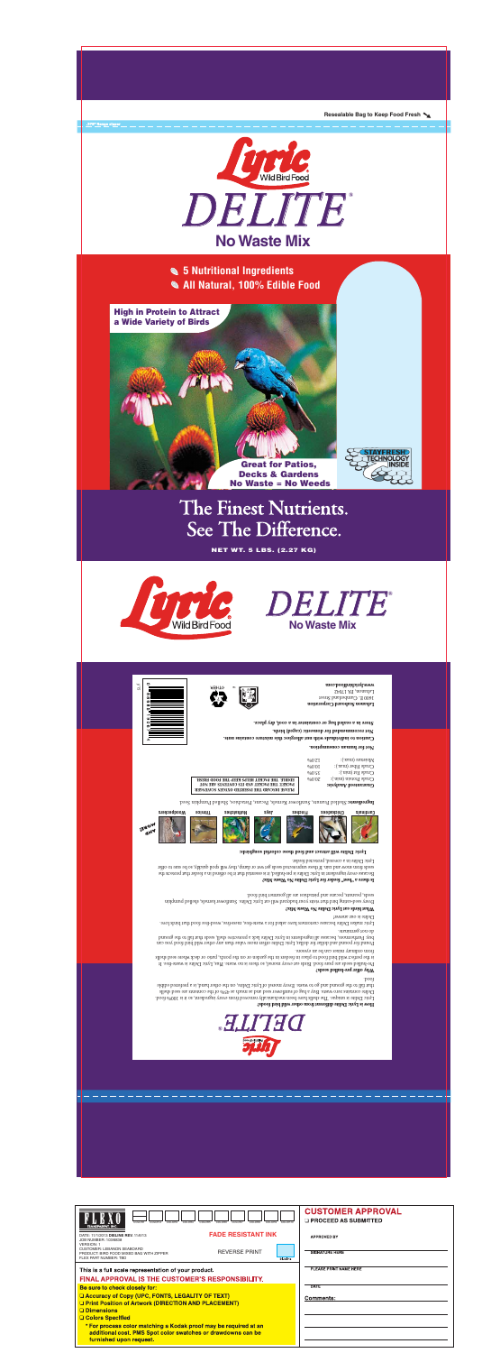Resealable Bag to Keep Food Fresh

# Lyric Wild Bird Food

# DELITE®

## No Waste Mix

- 5 Nutritional Ingredients
- All Natural, 100% Edible Food

**High in Protein to Attract a Wide Variety of Birds**

**Great for Patios, Decks & Gardens**
**No Waste = No Weeds**

STAYFRESH TECHNOLOGY INSIDE

# The Finest Nutrients. See The Difference.

**NET WT. 5 LBS. (2.27 KG)**

Lyric Wild Bird Food — DELITE® No Waste Mix

---

# Lyric DELITE®

**How is Lyric Delite different from other wild bird foods?**

Lyric Delite is unique. The shells have been mechanically removed from every ingredient, so it is 100% food. Delite contains zero waste. Buy a bag of sunflower seed and as much as 40% of the contents are seed shells that fall to the ground and go to waste. Every morsel of Lyric Delite, on the other hand, is a preferred edible food.

**Why offer pre-shelled seeds?**

Pre-shelled seeds are pure food. Birds eat every morsel, so there is no waste. Plus, Lyric Delite is waste-free. It is perfect wild bird food to place in feeders in the garden or on the porch, patio or deck where seed shells from ordinary mixes can be an eyesore.

Pound for pound and dollar for dollar, Lyric Delite offers more value than any other wild bird food you can buy. Furthermore, because all ingredients in Lyric Delite lack a protective shell, seeds that fall to the ground do not germinate.

Lyric makes Delite, because customers have asked for a waste-free, mess-free, weed-free food that birds love. Delite is our answer!

**What birds eat Lyric Delite No Waste Mix?**

Every seed-eating bird that visits your backyard will eat Lyric Delite. Sunflower kernels, shelled pumpkin seeds, peanuts, pecans and pistachios are all gourmet bird foods.

**Is there a "best" feeder for Lyric Delite No Waste Mix?**

Because every ingredient in Lyric Delite is pre-shelled, it is essential that it be offered in a feeder that protects the seeds from snow and rain. If these unprotected seeds get wet or damp, they will spoil quickly, so be sure to offer Lyric Delite in a covered, protected feeder.

**Lyric Delite will attract and feed these colorful songbirds:**

Cardinals | Chickadees | Finches | Jays | Nuthatches | Titmice | Woodpeckers | Many More

**Ingredients:** Shelled Peanuts, Sunflower Kernels, Pecans, Pistachios, Shelled Pumpkin Seed.

**Guaranteed Analysis:**

| | |
|---|---|
| Crude Protein (min.) | 20.0% |
| Crude Fat (min.) | 35.0% |
| Crude Fiber (max.) | 10.0% |
| Moisture (max.) | 12.0% |

PLEASE DISCARD THE INSERTED OXYGEN SCAVENGER POCKET. THE POCKET AND ITS CONTENTS ARE NOT EDIBLE. THE POCKET HELPS KEEP THE FOOD FRESH.

*Not for human consumption.*

**Caution to individuals with nut allergies: this mixture contains nuts.**

**Not recommended for domestic (caged) birds.**

**Store in a sealed bag or container in a cool, dry place.**

**Lebanon Seaboard Corporation**
1600 E. Cumberland Street
Lebanon, PA 17042
www.lyricwildbird.com

---

FLEXO TRANSPARENT INC.

DATE: 11/12/13 **DELINE REV.** 73/6/13
JOB NUMBER: 103868
VERSION: 1
CUSTOMER: LEBANON SEABOARD
PRODUCT: BIRD FOOD MIXED BAG WITH ZIPPER
FLEX PART NUMBER: TBD

**FADE RESISTANT INK**

REVERSE PRINT

This is a full scale representation of your product.

**FINAL APPROVAL IS THE CUSTOMER'S RESPONSIBILITY.**

**Be sure to check closely for:**

- Accuracy of Copy (UPC, FONTS, LEGALITY OF TEXT)
- Print Position of Artwork (DIRECTION AND PLACEMENT)
- Dimensions
- Colors Specified

\* For process color matching a Kodak proof may be required at an additional cost. PMS Spot color swatches or drawdowns can be furnished upon request.

**CUSTOMER APPROVAL**

- PROCEED AS SUBMITTED

APPROVED BY

SIGNATURE HERE

PLEASE PRINT NAME HERE

DATE

Comments: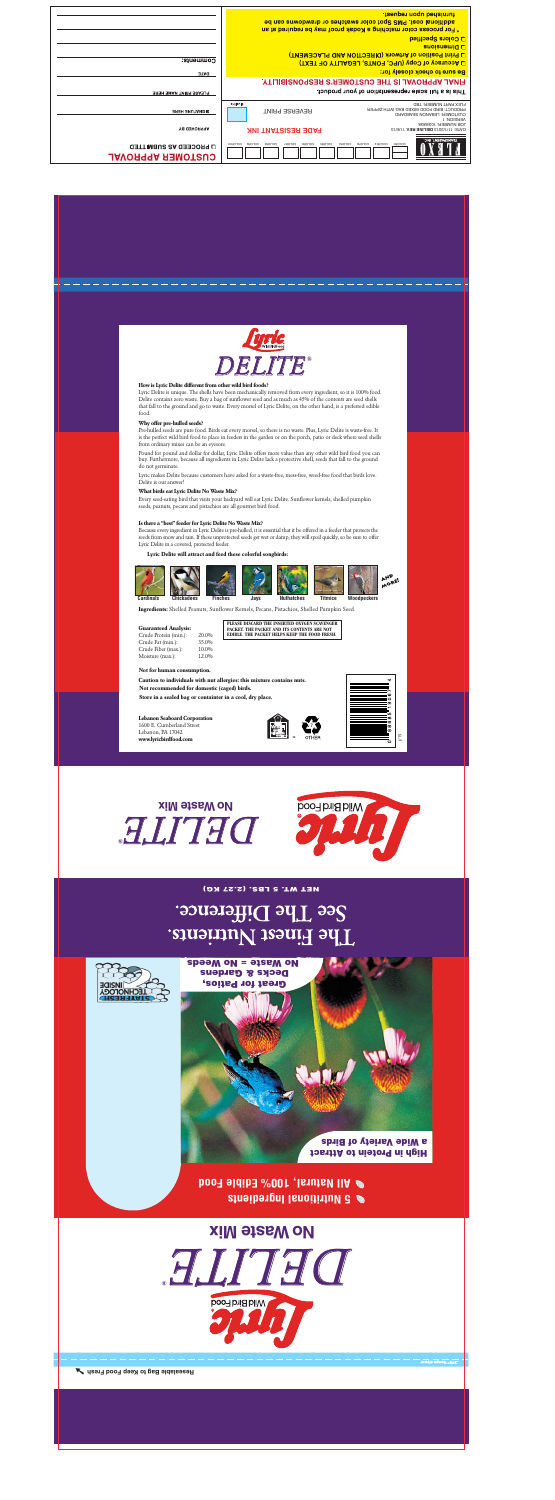**CUSTOMER APPROVAL**

☐ PROCEED AS SUBMITTED

APPROVED BY

SIGNATURE

PLEASE PRINT NAME HERE

DATE

Comments:

FADE RESISTANT INK

REVERSE PRINT

FINAL APPROVAL IS THE CUSTOMER'S RESPONSIBILITY.

This is a full scale representation of your product.

Be sure to check closely for:

☐ Accuracy of Copy (UPC, FONTS, LEGALITY OF TEXT)

☐ Print Position of Artwork (DIRECTION AND PLACEMENT)

☐ Dimensions

☐ Colors Specified

* For process color matching a Kodak proof may be required at an additional cost. PMS Spot color swatches or drawdowns can be furnished upon request.

# Lyric Wild Bird Food DELITE®

**How is Lyric Delite different from other wild bird foods?**

Lyric Delite is unique. The shells have been mechanically removed from every ingredient, so it is 100% food. Delite contains zero waste. Buy a bag of sunflower seed and as much as 45% of the contents are seed shells that fall to the ground and go to waste. Every morsel of Lyric Delite, on the other hand, is a preferred edible food.

**Why offer pre-hulled seeds?**

Pre-hulled seeds are pure food. Birds eat every morsel, so there is no waste. Plus, Lyric Delite is waste-free. It is the perfect wild bird food to place in feeders in the garden or on the porch, patio or deck where seed shells from ordinary mixes can be an eyesore.

Pound for pound and dollar for dollar, Lyric Delite offers more value than any other wild bird food you can buy. Furthermore, because all ingredients in Lyric Delite lack a protective shell, seeds that fall to the ground do not germinate.

Lyric makes Delite because customers have asked for a waste-free, mess-free, weed-free food that birds love. Delite is our answer!

**What birds eat Lyric Delite No Waste Mix?**

Every seed-eating bird that visits your backyard will eat Lyric Delite. Sunflower kernels, shelled pumpkin seeds, peanuts, pecans and pistachios are all gourmet bird food.

**Is there a "best" feeder for Lyric Delite No Waste Mix?**

Because every ingredient in Lyric Delite is pre-hulled, it is essential that it be offered in a feeder that protects the seeds from snow and rain. If these unprotected seeds get wet or damp, they will spoil quickly, so be sure to offer Lyric Delite in a covered, protected feeder.

**Lyric Delite will attract and feed these colorful songbirds:**

Cardinals, Chickadees, Finches, Jays, Nuthatches, Titmice, Woodpeckers, And more!

**Ingredients:** Shelled Peanuts, Sunflower Kernels, Pecans, Pistachios, Shelled Pumpkin Seed.

**Guaranteed Analysis:**

| | |
|---|---|
| Crude Protein (min.): | 20.0% |
| Crude Fat (min.): | 35.0% |
| Crude Fiber (max.): | 10.0% |
| Moisture (max.): | 12.0% |

**PLEASE DISCARD THE INSERTED OXYGEN SCAVENGER PACKET. THE PACKET AND ITS CONTENTS ARE NOT EDIBLE. THE PACKET HELPS KEEP THE FOOD FRESH.**

**Not for human consumption.**

**Caution to individuals with nut allergies: this mixture contains nuts.**

**Not recommended for domestic (caged) birds.**

**Store in a sealed bag or container in a cool, dry place.**

**Lebanon Seaboard Corporation**
1600 E. Cumberland Street
Lebanon, PA 17042
www.lyricbirdfood.com

# Lyric Wild Bird Food DELITE® No Waste Mix

NET WT. 5 LBS. (2.27 KG)

## The Finest Nutrients. See The Difference.

Great for Patios, Decks & Gardens
No Waste = No Weeds

High in Protein to Attract a Wide Variety of Birds

- All Natural, 100% Edible Food
- 5 Nutritional Ingredients

# Lyric Wild Bird Food DELITE® No Waste Mix

Resealable Bag to Keep Food Fresh